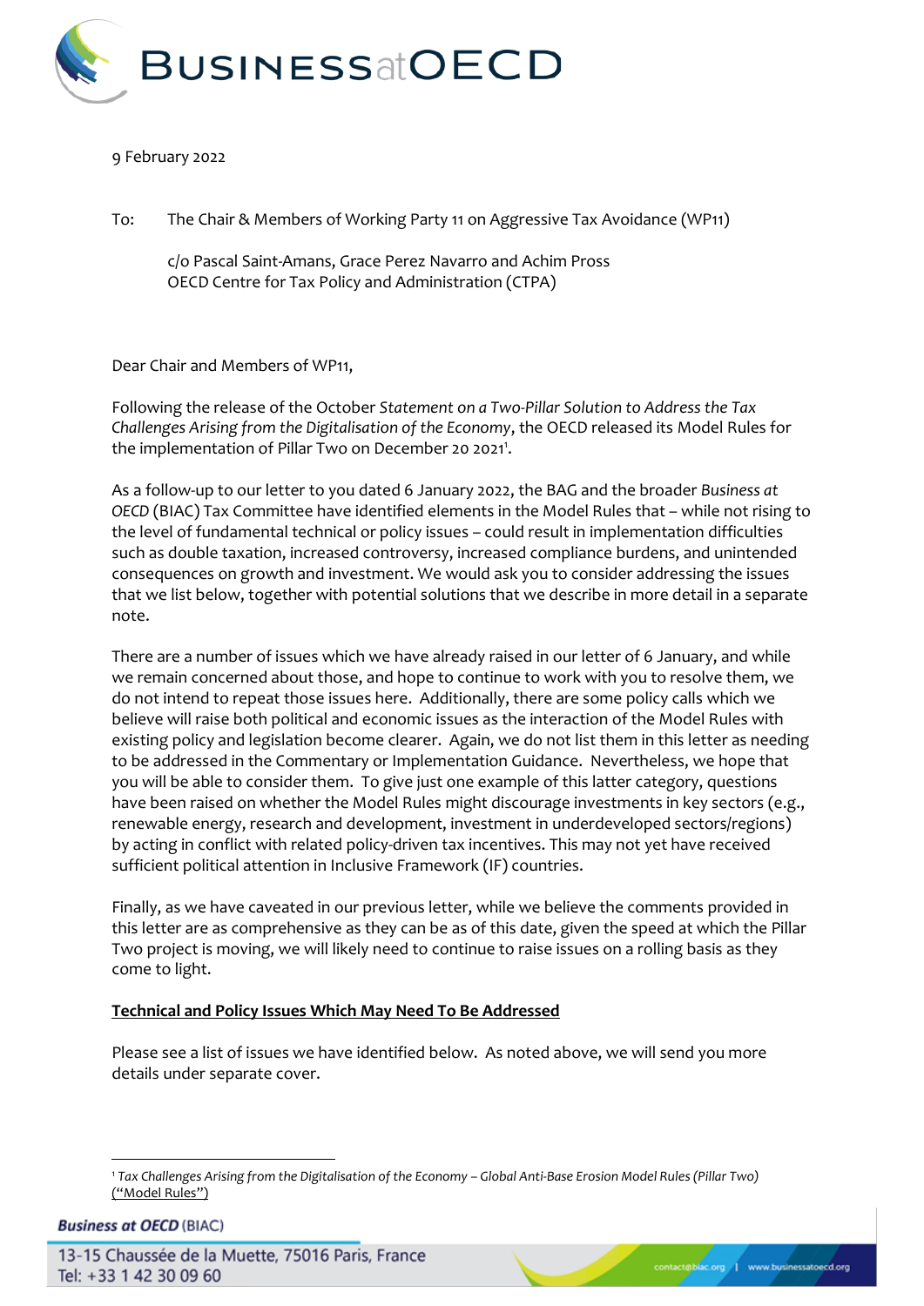9 February 2022

To: The Chair & Members of Working Party 11 on Aggressive Tax Avoidance (WP11)

c/o Pascal Saint-Amans, Grace Perez Navarro and Achim Pross
OECD Centre for Tax Policy and Administration (CTPA)

Dear Chair and Members of WP11,

Following the release of the October *Statement on a Two-Pillar Solution to Address the Tax Challenges Arising from the Digitalisation of the Economy*, the OECD released its Model Rules for the implementation of Pillar Two on December 20 2021[1].

As a follow-up to our letter to you dated 6 January 2022, the BAG and the broader *Business at OECD* (BIAC) Tax Committee have identified elements in the Model Rules that – while not rising to the level of fundamental technical or policy issues – could result in implementation difficulties such as double taxation, increased controversy, increased compliance burdens, and unintended consequences on growth and investment. We would ask you to consider addressing the issues that we list below, together with potential solutions that we describe in more detail in a separate note.

There are a number of issues which we have already raised in our letter of 6 January, and while we remain concerned about those, and hope to continue to work with you to resolve them, we do not intend to repeat those issues here. Additionally, there are some policy calls which we believe will raise both political and economic issues as the interaction of the Model Rules with existing policy and legislation become clearer. Again, we do not list them in this letter as needing to be addressed in the Commentary or Implementation Guidance. Nevertheless, we hope that you will be able to consider them. To give just one example of this latter category, questions have been raised on whether the Model Rules might discourage investments in key sectors (e.g., renewable energy, research and development, investment in underdeveloped sectors/regions) by acting in conflict with related policy-driven tax incentives. This may not yet have received sufficient political attention in Inclusive Framework (IF) countries.

Finally, as we have caveated in our previous letter, while we believe the comments provided in this letter are as comprehensive as they can be as of this date, given the speed at which the Pillar Two project is moving, we will likely need to continue to raise issues on a rolling basis as they come to light.

**Technical and Policy Issues Which May Need To Be Addressed**

Please see a list of issues we have identified below. As noted above, we will send you more details under separate cover.

---

[1] *Tax Challenges Arising from the Digitalisation of the Economy – Global Anti-Base Erosion Model Rules (Pillar Two)* ("Model Rules")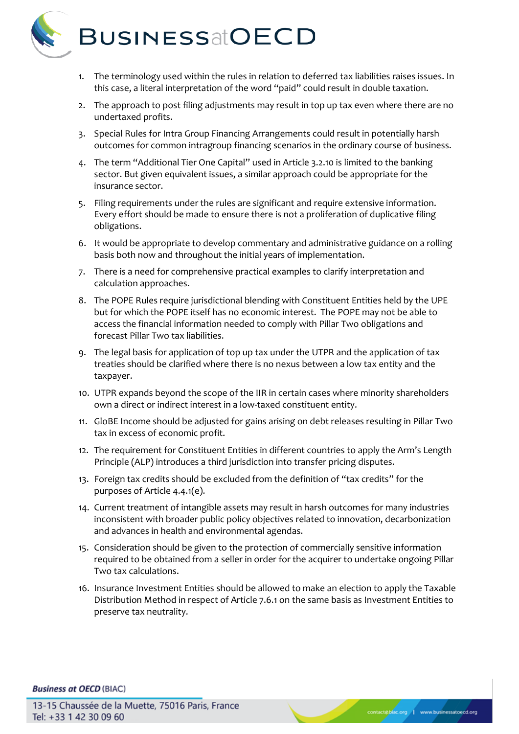1. The terminology used within the rules in relation to deferred tax liabilities raises issues. In this case, a literal interpretation of the word "paid" could result in double taxation.
2. The approach to post filing adjustments may result in top up tax even where there are no undertaxed profits.
3. Special Rules for Intra Group Financing Arrangements could result in potentially harsh outcomes for common intragroup financing scenarios in the ordinary course of business.
4. The term "Additional Tier One Capital" used in Article 3.2.10 is limited to the banking sector. But given equivalent issues, a similar approach could be appropriate for the insurance sector.
5. Filing requirements under the rules are significant and require extensive information. Every effort should be made to ensure there is not a proliferation of duplicative filing obligations.
6. It would be appropriate to develop commentary and administrative guidance on a rolling basis both now and throughout the initial years of implementation.
7. There is a need for comprehensive practical examples to clarify interpretation and calculation approaches.
8. The POPE Rules require jurisdictional blending with Constituent Entities held by the UPE but for which the POPE itself has no economic interest. The POPE may not be able to access the financial information needed to comply with Pillar Two obligations and forecast Pillar Two tax liabilities.
9. The legal basis for application of top up tax under the UTPR and the application of tax treaties should be clarified where there is no nexus between a low tax entity and the taxpayer.
10. UTPR expands beyond the scope of the IIR in certain cases where minority shareholders own a direct or indirect interest in a low-taxed constituent entity.
11. GloBE Income should be adjusted for gains arising on debt releases resulting in Pillar Two tax in excess of economic profit.
12. The requirement for Constituent Entities in different countries to apply the Arm's Length Principle (ALP) introduces a third jurisdiction into transfer pricing disputes.
13. Foreign tax credits should be excluded from the definition of "tax credits" for the purposes of Article 4.4.1(e).
14. Current treatment of intangible assets may result in harsh outcomes for many industries inconsistent with broader public policy objectives related to innovation, decarbonization and advances in health and environmental agendas.
15. Consideration should be given to the protection of commercially sensitive information required to be obtained from a seller in order for the acquirer to undertake ongoing Pillar Two tax calculations.
16. Insurance Investment Entities should be allowed to make an election to apply the Taxable Distribution Method in respect of Article 7.6.1 on the same basis as Investment Entities to preserve tax neutrality.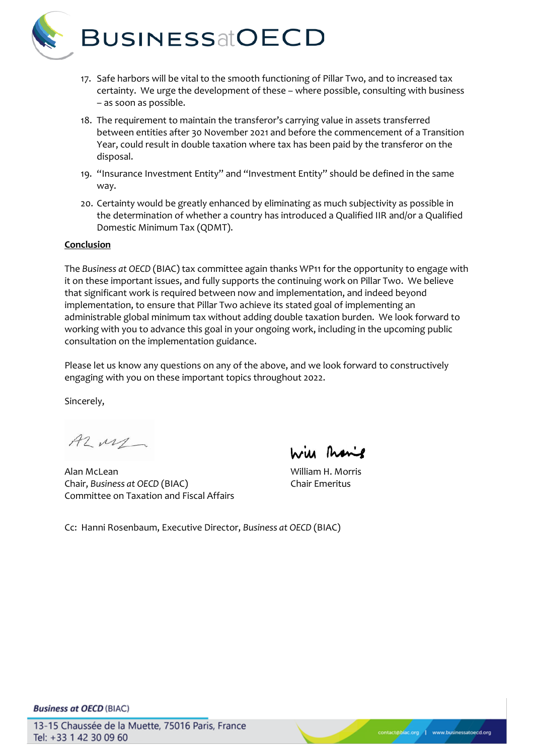17. Safe harbors will be vital to the smooth functioning of Pillar Two, and to increased tax certainty. We urge the development of these – where possible, consulting with business – as soon as possible.
18. The requirement to maintain the transferor's carrying value in assets transferred between entities after 30 November 2021 and before the commencement of a Transition Year, could result in double taxation where tax has been paid by the transferor on the disposal.
19. "Insurance Investment Entity" and "Investment Entity" should be defined in the same way.
20. Certainty would be greatly enhanced by eliminating as much subjectivity as possible in the determination of whether a country has introduced a Qualified IIR and/or a Qualified Domestic Minimum Tax (QDMT).

**Conclusion**

The *Business at OECD* (BIAC) tax committee again thanks WP11 for the opportunity to engage with it on these important issues, and fully supports the continuing work on Pillar Two. We believe that significant work is required between now and implementation, and indeed beyond implementation, to ensure that Pillar Two achieve its stated goal of implementing an administrable global minimum tax without adding double taxation burden. We look forward to working with you to advance this goal in your ongoing work, including in the upcoming public consultation on the implementation guidance.

Please let us know any questions on any of the above, and we look forward to constructively engaging with you on these important topics throughout 2022.

Sincerely,

Alan McLean
Chair, *Business at OECD* (BIAC)
Committee on Taxation and Fiscal Affairs

William H. Morris
Chair Emeritus

Cc: Hanni Rosenbaum, Executive Director, *Business at OECD* (BIAC)